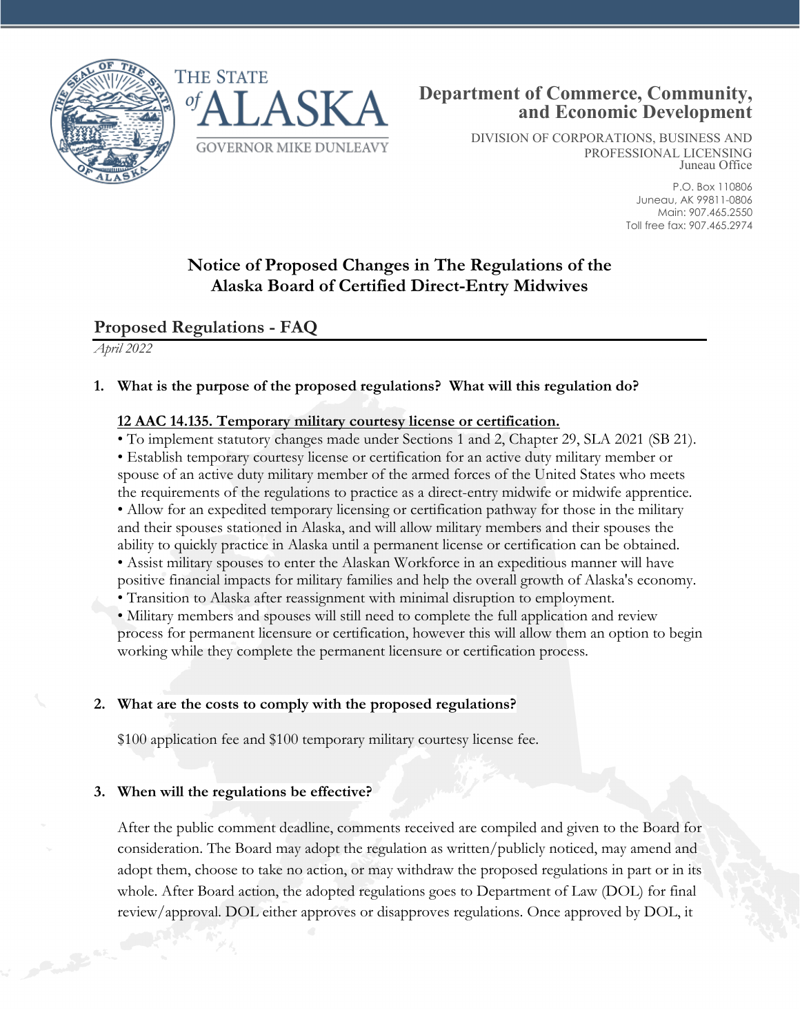THE STATE of ALASKA

GOVERNOR MIKE DUNLEAVY

**Department of Commerce, Community, and Economic Development**

DIVISION OF CORPORATIONS, BUSINESS AND PROFESSIONAL LICENSING
Juneau Office

P.O. Box 110806
Juneau, AK 99811-0806
Main: 907.465.2550
Toll free fax: 907.465.2974

# Notice of Proposed Changes in The Regulations of the Alaska Board of Certified Direct-Entry Midwives

## Proposed Regulations - FAQ

*April 2022*

1. **What is the purpose of the proposed regulations? What will this regulation do?**

   **12 AAC 14.135. Temporary military courtesy license or certification.**

   - To implement statutory changes made under Sections 1 and 2, Chapter 29, SLA 2021 (SB 21).
   - Establish temporary courtesy license or certification for an active duty military member or spouse of an active duty military member of the armed forces of the United States who meets the requirements of the regulations to practice as a direct-entry midwife or midwife apprentice.
   - Allow for an expedited temporary licensing or certification pathway for those in the military and their spouses stationed in Alaska, and will allow military members and their spouses the ability to quickly practice in Alaska until a permanent license or certification can be obtained.
   - Assist military spouses to enter the Alaskan Workforce in an expeditious manner will have positive financial impacts for military families and help the overall growth of Alaska's economy.
   - Transition to Alaska after reassignment with minimal disruption to employment.
   - Military members and spouses will still need to complete the full application and review process for permanent licensure or certification, however this will allow them an option to begin working while they complete the permanent licensure or certification process.

2. **What are the costs to comply with the proposed regulations?**

   $100 application fee and $100 temporary military courtesy license fee.

3. **When will the regulations be effective?**

   After the public comment deadline, comments received are compiled and given to the Board for consideration. The Board may adopt the regulation as written/publicly noticed, may amend and adopt them, choose to take no action, or may withdraw the proposed regulations in part or in its whole. After Board action, the adopted regulations goes to Department of Law (DOL) for final review/approval. DOL either approves or disapproves regulations. Once approved by DOL, it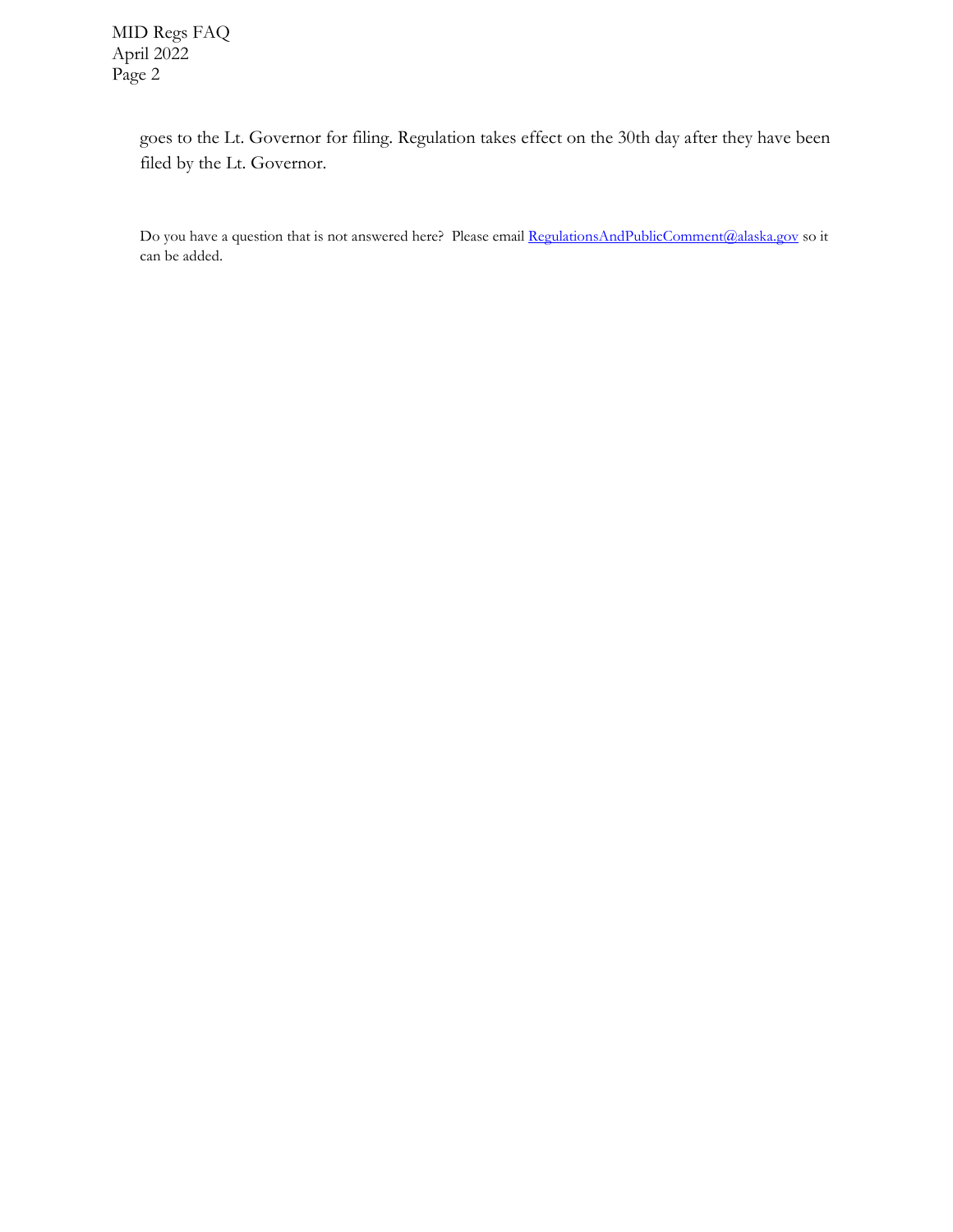goes to the Lt. Governor for filing. Regulation takes effect on the 30th day after they have been filed by the Lt. Governor.

Do you have a question that is not answered here? Please email [RegulationsAndPublicComment@alaska.gov](mailto:RegulationsAndPublicComment@alaska.gov) so it can be added.